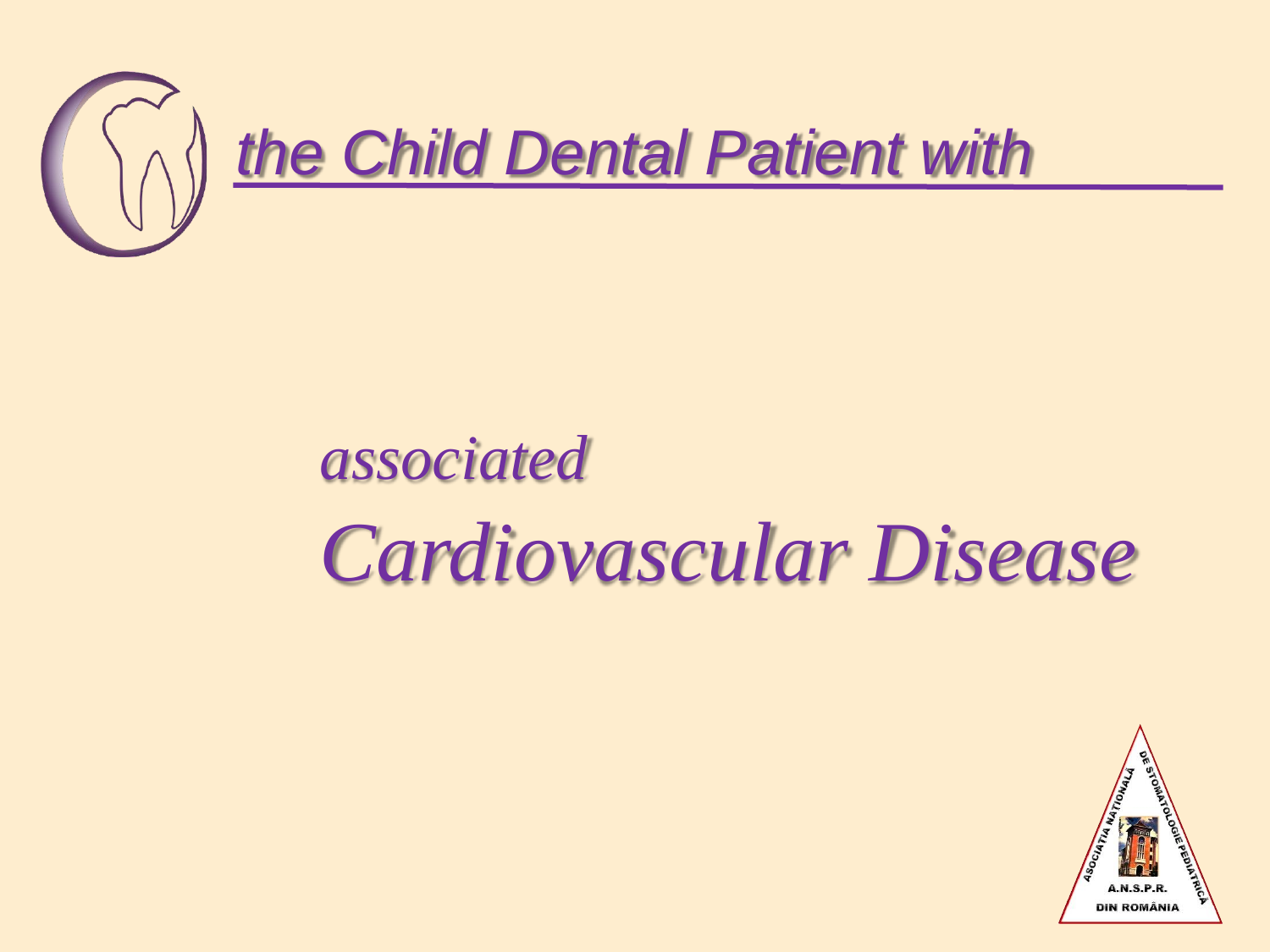# *the Child Dental Patient with*

## *associated*

# *Cardiovascular Disease*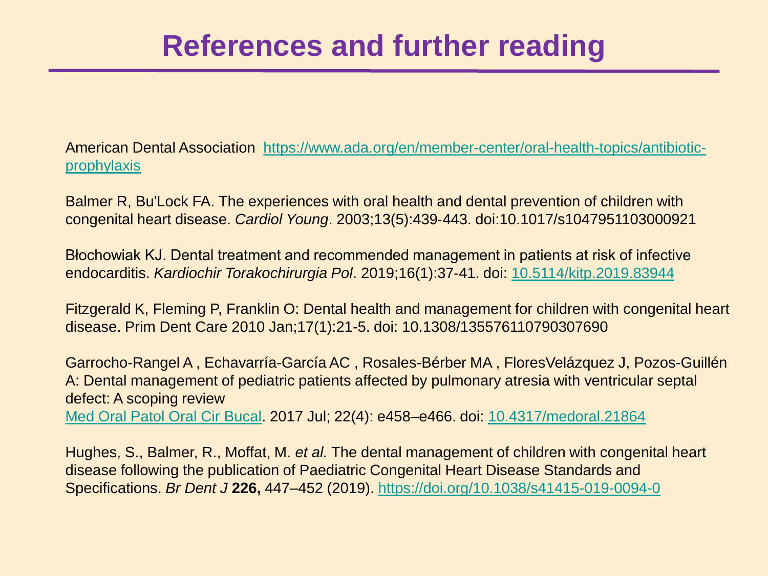# References and further reading

American Dental Association https://www.ada.org/en/member-center/oral-health-topics/antibiotic-prophylaxis

Balmer R, Bu'Lock FA. The experiences with oral health and dental prevention of children with congenital heart disease. *Cardiol Young*. 2003;13(5):439-443. doi:10.1017/s1047951103000921

Błochowiak KJ. Dental treatment and recommended management in patients at risk of infective endocarditis. *Kardiochir Torakochirurgia Pol*. 2019;16(1):37-41. doi: 10.5114/kitp.2019.83944

Fitzgerald K, Fleming P, Franklin O: Dental health and management for children with congenital heart disease. Prim Dent Care 2010 Jan;17(1):21-5. doi: 10.1308/135576110790307690

Garrocho-Rangel A , Echavarría-García AC , Rosales-Bérber MA , FloresVelázquez J, Pozos-Guillén A: Dental management of pediatric patients affected by pulmonary atresia with ventricular septal defect: A scoping review
Med Oral Patol Oral Cir Bucal. 2017 Jul; 22(4): e458–e466. doi: 10.4317/medoral.21864

Hughes, S., Balmer, R., Moffat, M. *et al.* The dental management of children with congenital heart disease following the publication of Paediatric Congenital Heart Disease Standards and Specifications. *Br Dent J* **226,** 447–452 (2019). https://doi.org/10.1038/s41415-019-0094-0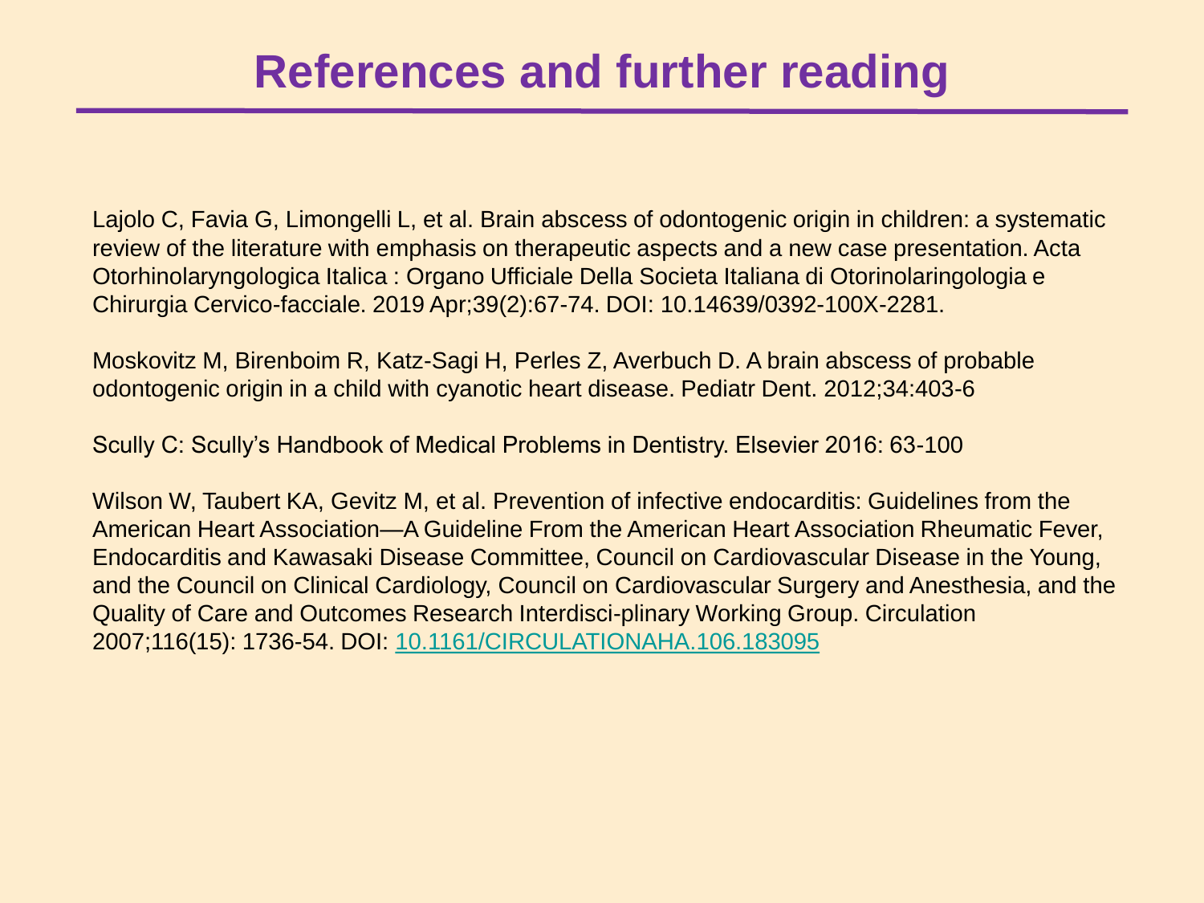# References and further reading

Lajolo C, Favia G, Limongelli L, et al. Brain abscess of odontogenic origin in children: a systematic review of the literature with emphasis on therapeutic aspects and a new case presentation. Acta Otorhinolaryngologica Italica : Organo Ufficiale Della Societa Italiana di Otorinolaringologia e Chirurgia Cervico-facciale. 2019 Apr;39(2):67-74. DOI: 10.14639/0392-100X-2281.

Moskovitz M, Birenboim R, Katz-Sagi H, Perles Z, Averbuch D. A brain abscess of probable odontogenic origin in a child with cyanotic heart disease. Pediatr Dent. 2012;34:403-6

Scully C: Scully's Handbook of Medical Problems in Dentistry. Elsevier 2016: 63-100

Wilson W, Taubert KA, Gevitz M, et al. Prevention of infective endocarditis: Guidelines from the American Heart Association—A Guideline From the American Heart Association Rheumatic Fever, Endocarditis and Kawasaki Disease Committee, Council on Cardiovascular Disease in the Young, and the Council on Clinical Cardiology, Council on Cardiovascular Surgery and Anesthesia, and the Quality of Care and Outcomes Research Interdisci-plinary Working Group. Circulation 2007;116(15): 1736-54. DOI: 10.1161/CIRCULATIONAHA.106.183095